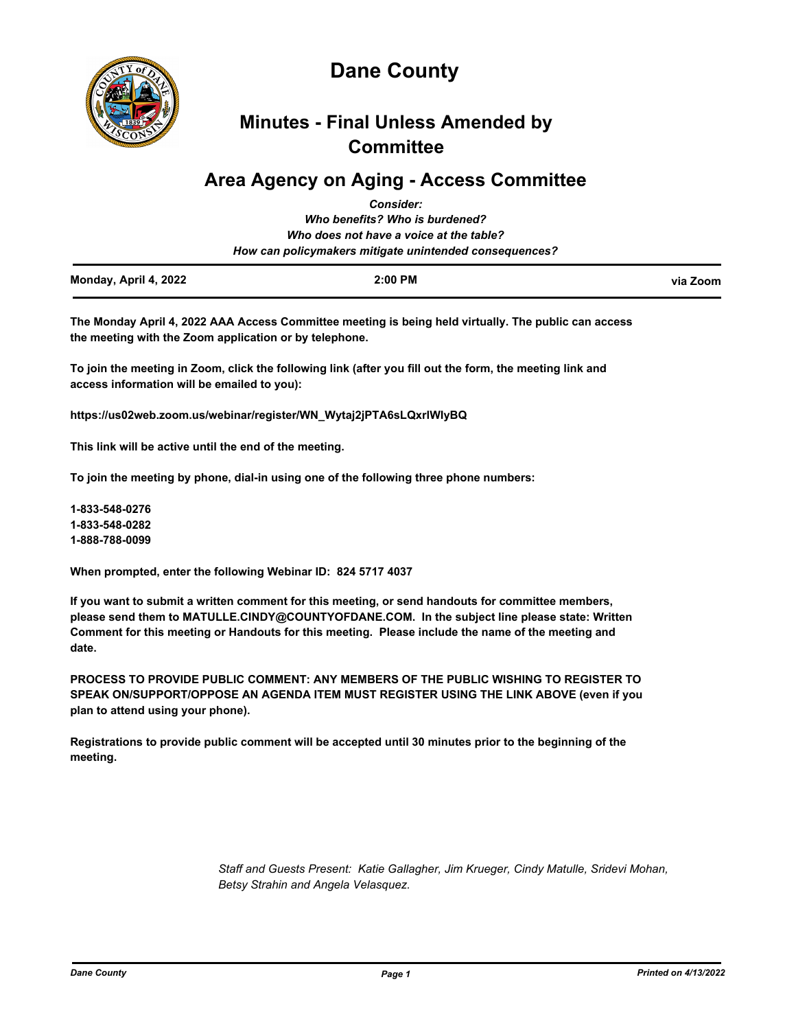# Dane County

## Minutes - Final Unless Amended by Committee

## Area Agency on Aging - Access Committee

*Consider:*
*Who benefits? Who is burdened?*
*Who does not have a voice at the table?*
*How can policymakers mitigate unintended consequences?*

| Monday, April 4, 2022 | 2:00 PM | via Zoom |
|---|---|---|

**The Monday April 4, 2022 AAA Access Committee meeting is being held virtually. The public can access the meeting with the Zoom application or by telephone.**

**To join the meeting in Zoom, click the following link (after you fill out the form, the meeting link and access information will be emailed to you):**

**https://us02web.zoom.us/webinar/register/WN_Wytaj2jPTA6sLQxrlWlyBQ**

**This link will be active until the end of the meeting.**

**To join the meeting by phone, dial-in using one of the following three phone numbers:**

**1-833-548-0276**
**1-833-548-0282**
**1-888-788-0099**

**When prompted, enter the following Webinar ID: 824 5717 4037**

**If you want to submit a written comment for this meeting, or send handouts for committee members, please send them to MATULLE.CINDY@COUNTYOFDANE.COM. In the subject line please state: Written Comment for this meeting or Handouts for this meeting. Please include the name of the meeting and date.**

**PROCESS TO PROVIDE PUBLIC COMMENT: ANY MEMBERS OF THE PUBLIC WISHING TO REGISTER TO SPEAK ON/SUPPORT/OPPOSE AN AGENDA ITEM MUST REGISTER USING THE LINK ABOVE (even if you plan to attend using your phone).**

**Registrations to provide public comment will be accepted until 30 minutes prior to the beginning of the meeting.**

*Staff and Guests Present: Katie Gallagher, Jim Krueger, Cindy Matulle, Sridevi Mohan, Betsy Strahin and Angela Velasquez.*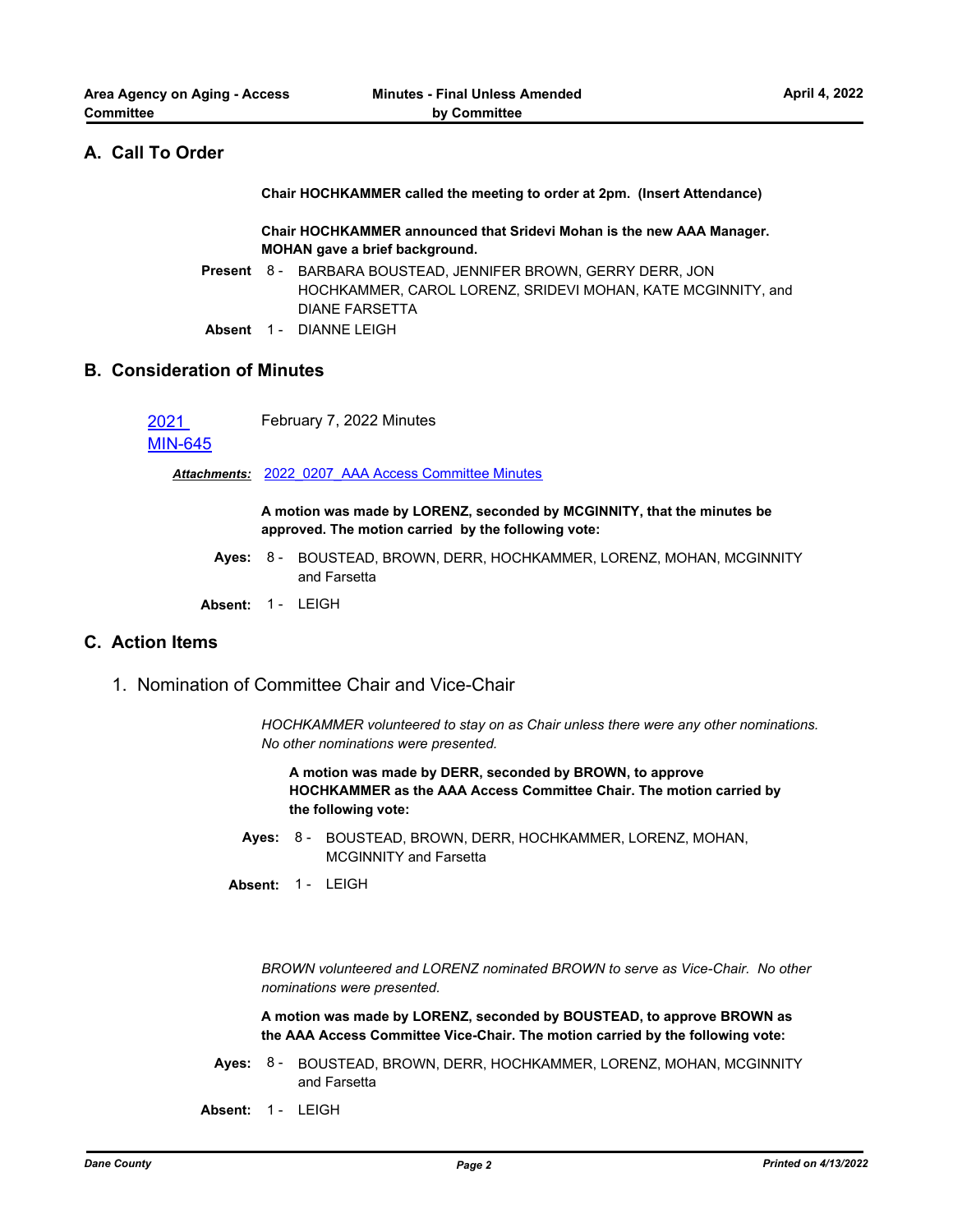## A. Call To Order

**Chair HOCHKAMMER called the meeting to order at 2pm. (Insert Attendance)**

**Chair HOCHKAMMER announced that Sridevi Mohan is the new AAA Manager. MOHAN gave a brief background.**

**Present** 8 - BARBARA BOUSTEAD, JENNIFER BROWN, GERRY DERR, JON HOCHKAMMER, CAROL LORENZ, SRIDEVI MOHAN, KATE MCGINNITY, and DIANE FARSETTA

**Absent** 1 - DIANNE LEIGH

## B. Consideration of Minutes

2021 MIN-645 February 7, 2022 Minutes

***Attachments:*** 2022_0207_AAA Access Committee Minutes

**A motion was made by LORENZ, seconded by MCGINNITY, that the minutes be approved. The motion carried by the following vote:**

**Ayes:** 8 - BOUSTEAD, BROWN, DERR, HOCHKAMMER, LORENZ, MOHAN, MCGINNITY and Farsetta

**Absent:** 1 - LEIGH

## C. Action Items

### 1. Nomination of Committee Chair and Vice-Chair

*HOCHKAMMER volunteered to stay on as Chair unless there were any other nominations. No other nominations were presented.*

**A motion was made by DERR, seconded by BROWN, to approve HOCHKAMMER as the AAA Access Committee Chair. The motion carried by the following vote:**

**Ayes:** 8 - BOUSTEAD, BROWN, DERR, HOCHKAMMER, LORENZ, MOHAN, MCGINNITY and Farsetta

**Absent:** 1 - LEIGH

*BROWN volunteered and LORENZ nominated BROWN to serve as Vice-Chair. No other nominations were presented.*

**A motion was made by LORENZ, seconded by BOUSTEAD, to approve BROWN as the AAA Access Committee Vice-Chair. The motion carried by the following vote:**

**Ayes:** 8 - BOUSTEAD, BROWN, DERR, HOCHKAMMER, LORENZ, MOHAN, MCGINNITY and Farsetta

**Absent:** 1 - LEIGH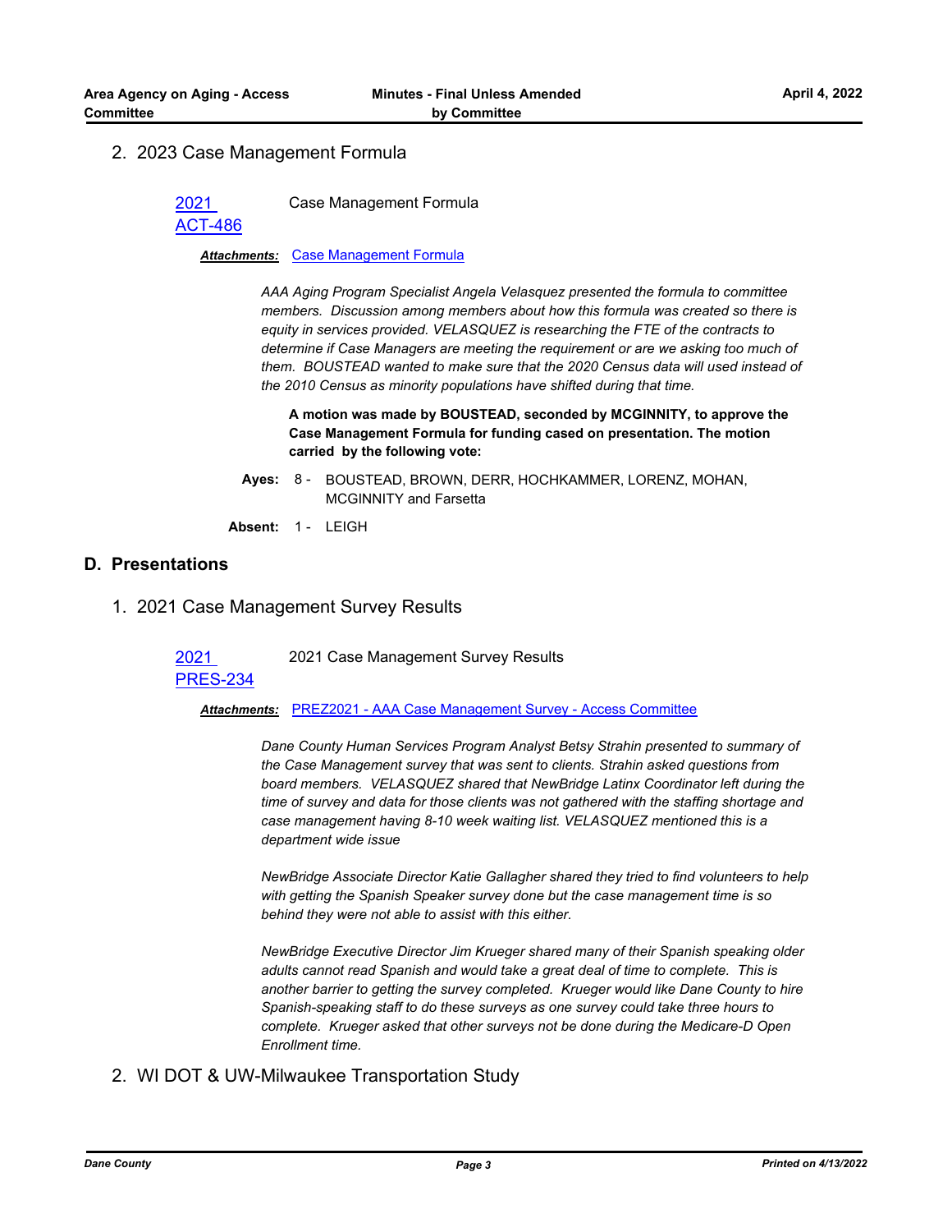2. 2023 Case Management Formula

2021 ACT-486 Case Management Formula

***Attachments:*** Case Management Formula

*AAA Aging Program Specialist Angela Velasquez presented the formula to committee members. Discussion among members about how this formula was created so there is equity in services provided. VELASQUEZ is researching the FTE of the contracts to determine if Case Managers are meeting the requirement or are we asking too much of them. BOUSTEAD wanted to make sure that the 2020 Census data will used instead of the 2010 Census as minority populations have shifted during that time.*

**A motion was made by BOUSTEAD, seconded by MCGINNITY, to approve the Case Management Formula for funding cased on presentation. The motion carried by the following vote:**

**Ayes:** 8 - BOUSTEAD, BROWN, DERR, HOCHKAMMER, LORENZ, MOHAN, MCGINNITY and Farsetta

**Absent:** 1 - LEIGH

## D. Presentations

1. 2021 Case Management Survey Results

2021 PRES-234 2021 Case Management Survey Results

***Attachments:*** PREZ2021 - AAA Case Management Survey - Access Committee

*Dane County Human Services Program Analyst Betsy Strahin presented to summary of the Case Management survey that was sent to clients. Strahin asked questions from board members. VELASQUEZ shared that NewBridge Latinx Coordinator left during the time of survey and data for those clients was not gathered with the staffing shortage and case management having 8-10 week waiting list. VELASQUEZ mentioned this is a department wide issue*

*NewBridge Associate Director Katie Gallagher shared they tried to find volunteers to help with getting the Spanish Speaker survey done but the case management time is so behind they were not able to assist with this either.*

*NewBridge Executive Director Jim Krueger shared many of their Spanish speaking older adults cannot read Spanish and would take a great deal of time to complete. This is another barrier to getting the survey completed. Krueger would like Dane County to hire Spanish-speaking staff to do these surveys as one survey could take three hours to complete. Krueger asked that other surveys not be done during the Medicare-D Open Enrollment time.*

2. WI DOT & UW-Milwaukee Transportation Study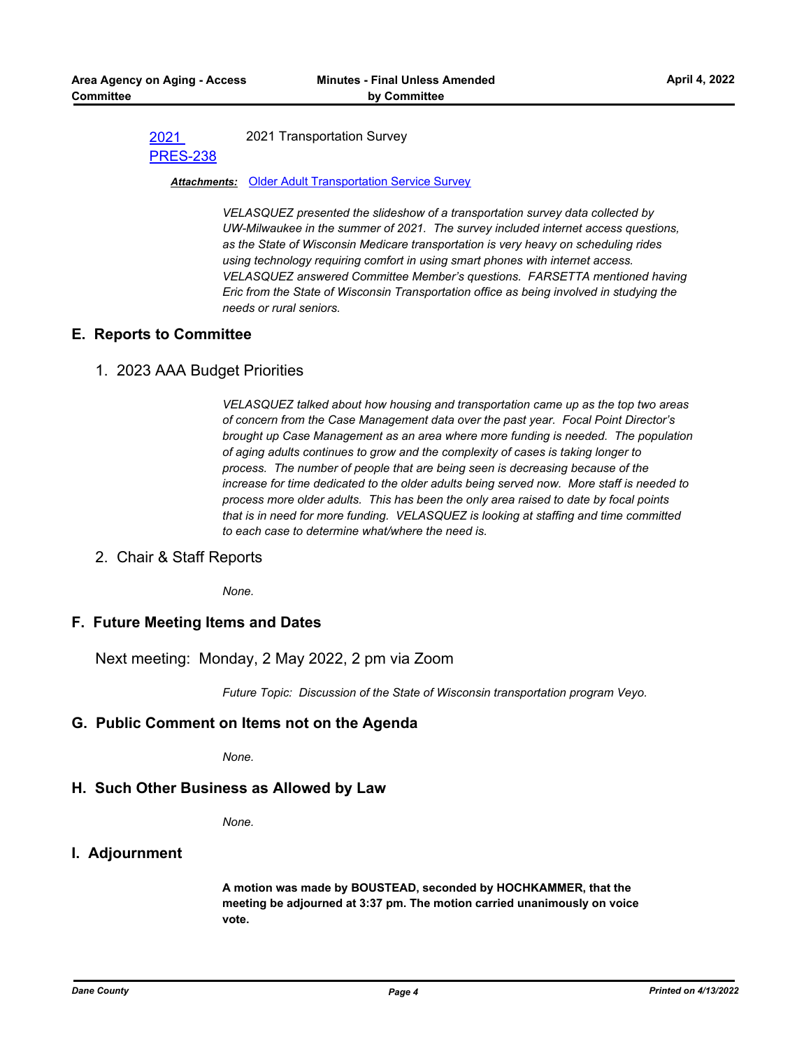[2021 PRES-238] 2021 Transportation Survey

***Attachments:*** Older Adult Transportation Service Survey

*VELASQUEZ presented the slideshow of a transportation survey data collected by UW-Milwaukee in the summer of 2021. The survey included internet access questions, as the State of Wisconsin Medicare transportation is very heavy on scheduling rides using technology requiring comfort in using smart phones with internet access. VELASQUEZ answered Committee Member's questions. FARSETTA mentioned having Eric from the State of Wisconsin Transportation office as being involved in studying the needs or rural seniors.*

## E. Reports to Committee

### 1. 2023 AAA Budget Priorities

*VELASQUEZ talked about how housing and transportation came up as the top two areas of concern from the Case Management data over the past year. Focal Point Director's brought up Case Management as an area where more funding is needed. The population of aging adults continues to grow and the complexity of cases is taking longer to process. The number of people that are being seen is decreasing because of the increase for time dedicated to the older adults being served now. More staff is needed to process more older adults. This has been the only area raised to date by focal points that is in need for more funding. VELASQUEZ is looking at staffing and time committed to each case to determine what/where the need is.*

### 2. Chair & Staff Reports

*None.*

## F. Future Meeting Items and Dates

Next meeting: Monday, 2 May 2022, 2 pm via Zoom

*Future Topic: Discussion of the State of Wisconsin transportation program Veyo.*

## G. Public Comment on Items not on the Agenda

*None.*

## H. Such Other Business as Allowed by Law

*None.*

## I. Adjournment

**A motion was made by BOUSTEAD, seconded by HOCHKAMMER, that the meeting be adjourned at 3:37 pm. The motion carried unanimously on voice vote.**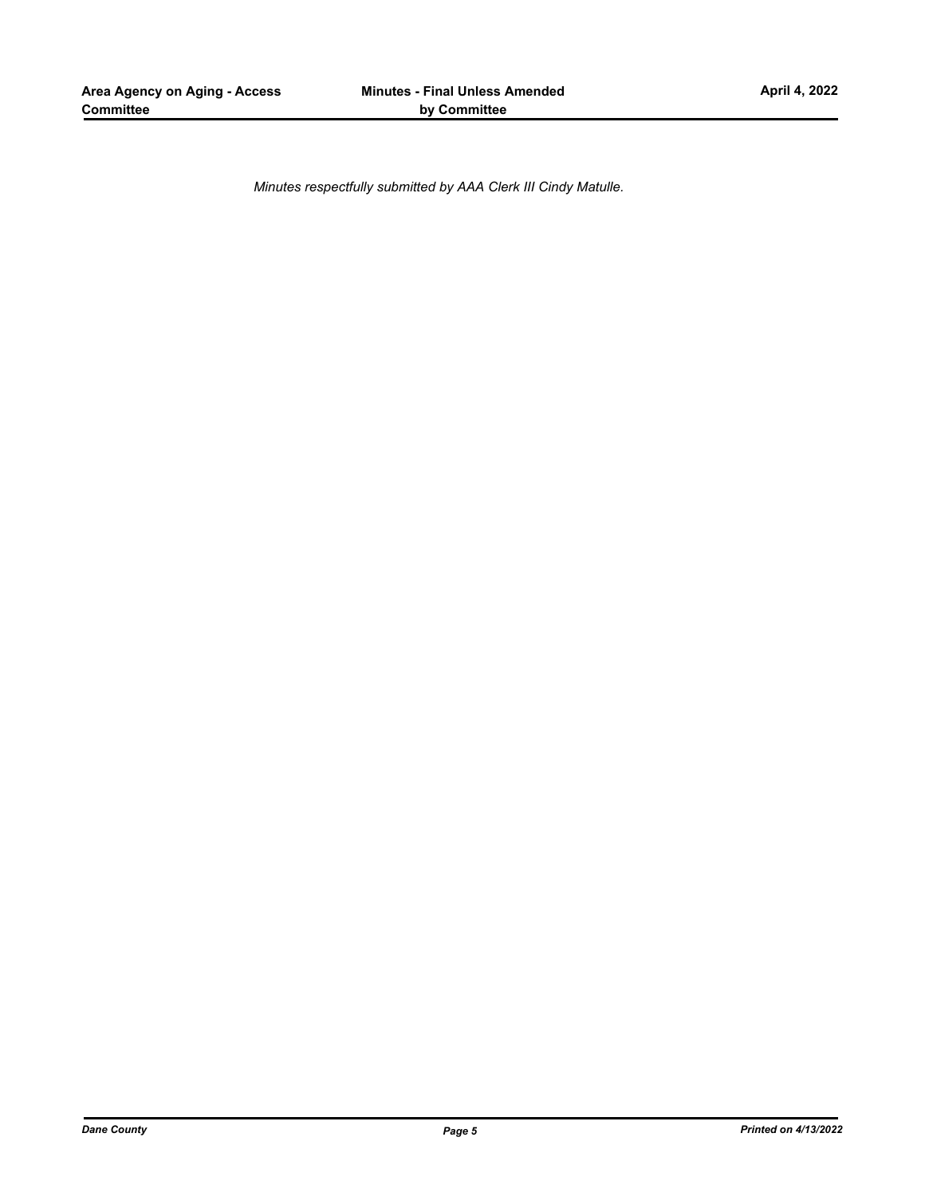*Minutes respectfully submitted by AAA Clerk III Cindy Matulle.*